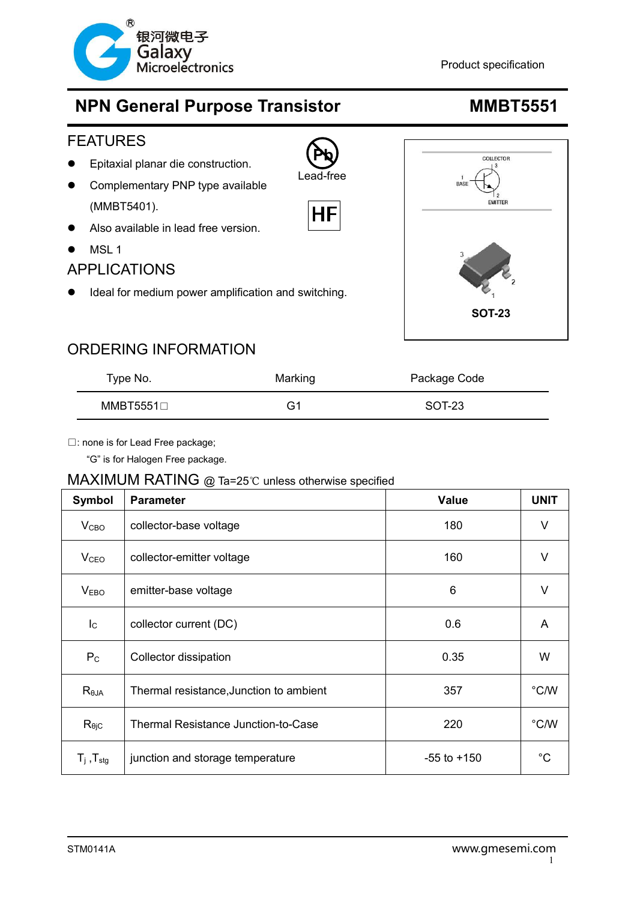# NPN General Purpose Transistor — MMBT5551

Product specification

## FEATURES

- Epitaxial planar die construction.
- Complementary PNP type available (MMBT5401).
- Also available in lead free version.
- MSL 1

Lead-free

HF

## APPLICATIONS

- Ideal for medium power amplification and switching.

COLLECTOR 3, BASE 1, EMITTER 2

SOT-23

## ORDERING INFORMATION

| Type No. | Marking | Package Code |
|---|---|---|
| MMBT5551□ | G1 | SOT-23 |

□: none is for Lead Free package;
"G" is for Halogen Free package.

## MAXIMUM RATING @ Ta=25℃ unless otherwise specified

| Symbol | Parameter | Value | UNIT |
|---|---|---|---|
| $V_{CBO}$ | collector-base voltage | 180 | V |
| $V_{CEO}$ | collector-emitter voltage | 160 | V |
| $V_{EBO}$ | emitter-base voltage | 6 | V |
| $I_C$ | collector current (DC) | 0.6 | A |
| $P_C$ | Collector dissipation | 0.35 | W |
| $R_{\theta JA}$ | Thermal resistance,Junction to ambient | 357 | °C/W |
| $R_{\theta jC}$ | Thermal Resistance Junction-to-Case | 220 | °C/W |
| $T_j$ ,$T_{stg}$ | junction and storage temperature | -55 to +150 | °C |

STM0141A

www.gmesemi.com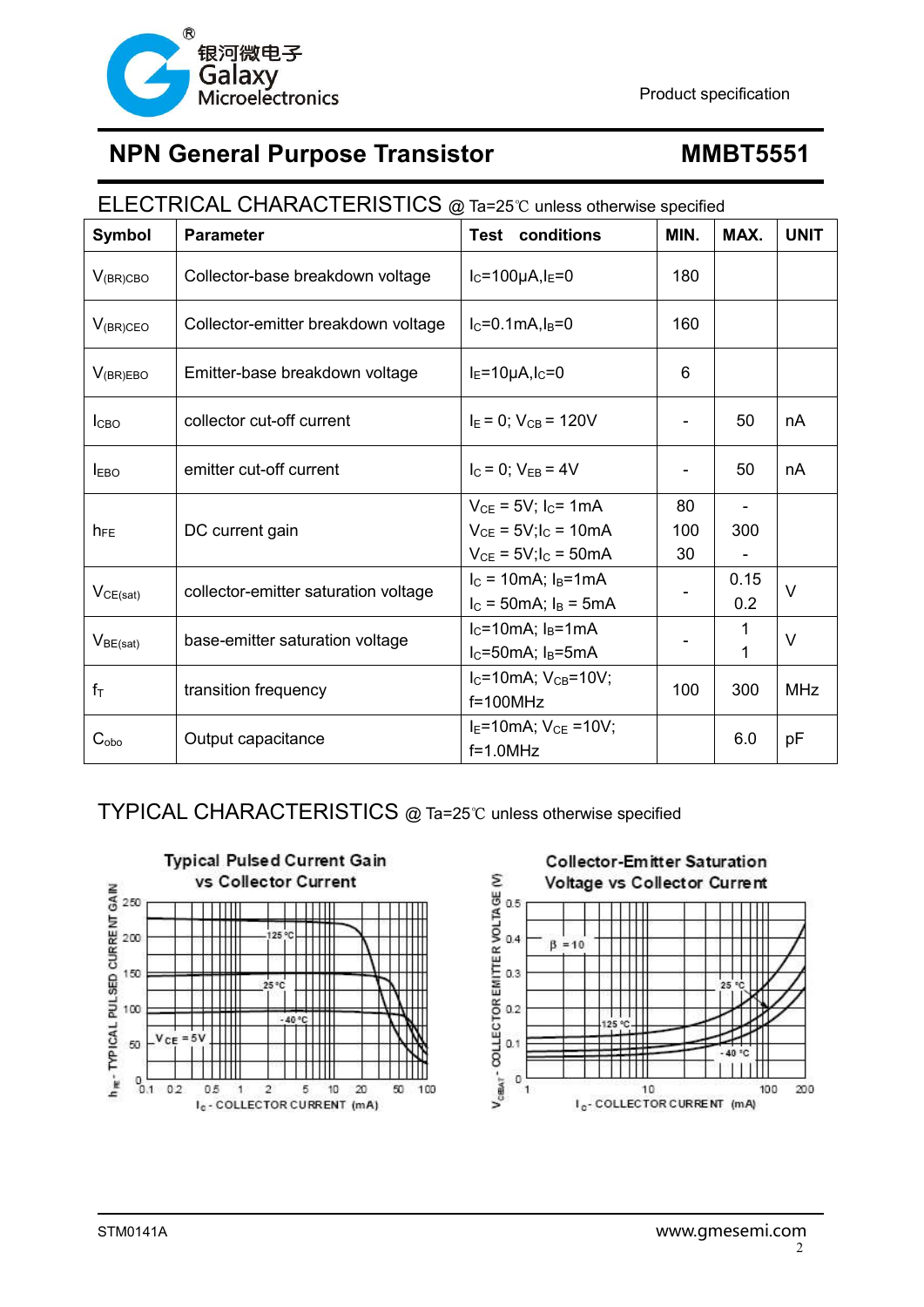# NPN General Purpose Transistor — MMBT5551

## ELECTRICAL CHARACTERISTICS @ Ta=25℃ unless otherwise specified

| Symbol | Parameter | Test conditions | MIN. | MAX. | UNIT |
|---|---|---|---|---|---|
| $V_{(BR)CBO}$ | Collector-base breakdown voltage | $I_C$=100μA, $I_E$=0 | 180 | | |
| $V_{(BR)CEO}$ | Collector-emitter breakdown voltage | $I_C$=0.1mA, $I_B$=0 | 160 | | |
| $V_{(BR)EBO}$ | Emitter-base breakdown voltage | $I_E$=10μA, $I_C$=0 | 6 | | |
| $I_{CBO}$ | collector cut-off current | $I_E$ = 0; $V_{CB}$ = 120V | - | 50 | nA |
| $I_{EBO}$ | emitter cut-off current | $I_C$ = 0; $V_{EB}$ = 4V | - | 50 | nA |
| $h_{FE}$ | DC current gain | $V_{CE}$ = 5V; $I_C$= 1mA<br>$V_{CE}$ = 5V; $I_C$ = 10mA<br>$V_{CE}$ = 5V; $I_C$ = 50mA | 80<br>100<br>30 | -<br>300<br>- | |
| $V_{CE(sat)}$ | collector-emitter saturation voltage | $I_C$ = 10mA; $I_B$=1mA<br>$I_C$ = 50mA; $I_B$ = 5mA | - | 0.15<br>0.2 | V |
| $V_{BE(sat)}$ | base-emitter saturation voltage | $I_C$=10mA; $I_B$=1mA<br>$I_C$=50mA; $I_B$=5mA | - | 1<br>1 | V |
| $f_T$ | transition frequency | $I_C$=10mA; $V_{CB}$=10V; f=100MHz | 100 | 300 | MHz |
| $C_{obo}$ | Output capacitance | $I_E$=10mA; $V_{CE}$ =10V; f=1.0MHz | | 6.0 | pF |

## TYPICAL CHARACTERISTICS @ Ta=25℃ unless otherwise specified

Typical Pulsed Current Gain vs Collector Current

Collector-Emitter Saturation Voltage vs Collector Current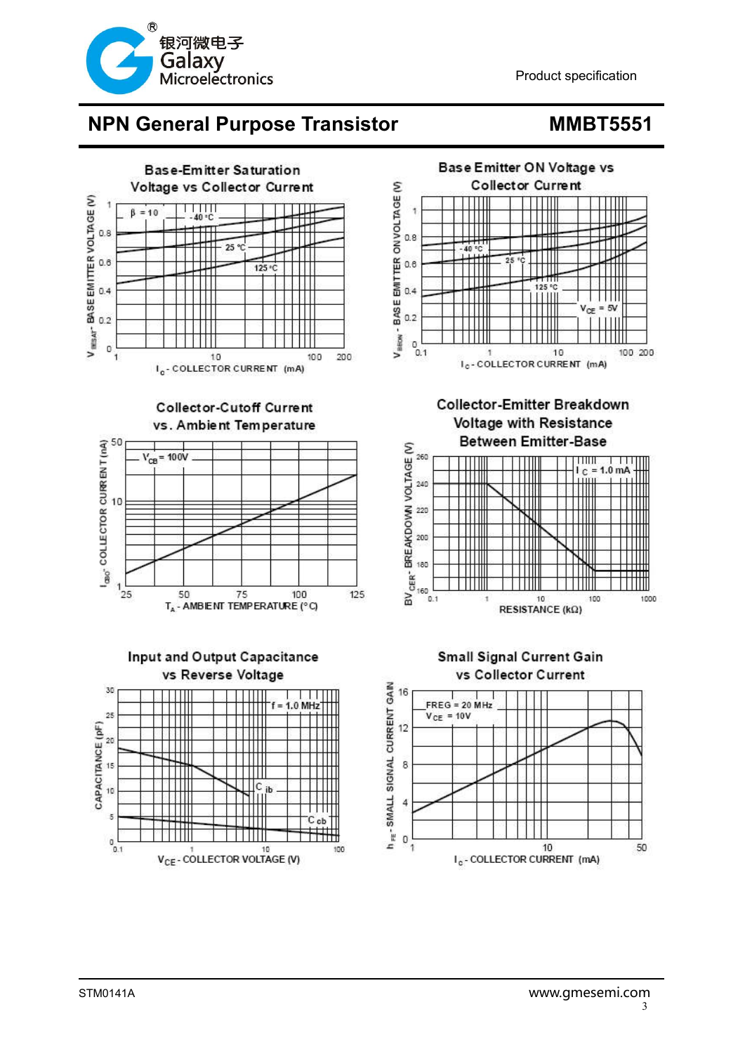# NPN General Purpose Transistor

## MMBT5551

**Base-Emitter Saturation Voltage vs Collector Current**

$V_{BESAT}$ - BASE EMITTER VOLTAGE (V) vs $I_C$ - COLLECTOR CURRENT (mA); β = 10; curves: -40 °C, 25 °C, 125 °C

**Base Emitter ON Voltage vs Collector Current**

$V_{BEON}$ - BASE EMITTER ON VOLTAGE (V) vs $I_C$ - COLLECTOR CURRENT (mA); $V_{CE}$ = 5V; curves: -40 °C, 25 °C, 125 °C

**Collector-Cutoff Current vs. Ambient Temperature**

$I_{CBO}$ - COLLECTOR CURRENT (nA) vs $T_A$ - AMBIENT TEMPERATURE (°C); $V_{CB}$ = 100V

**Collector-Emitter Breakdown Voltage with Resistance Between Emitter-Base**

$BV_{CER}$ - BREAKDOWN VOLTAGE (V) vs RESISTANCE (kΩ); $I_C$ = 1.0 mA

**Input and Output Capacitance vs Reverse Voltage**

CAPACITANCE (pF) vs $V_{CE}$ - COLLECTOR VOLTAGE (V); f = 1.0 MHz; curves: $C_{ib}$, $C_{cb}$

**Small Signal Current Gain vs Collector Current**

$h_{FE}$ - SMALL SIGNAL CURRENT GAIN vs $I_C$ - COLLECTOR CURRENT (mA); FREG = 20 MHz, $V_{CE}$ = 10V

STM0141A

www.gmesemi.com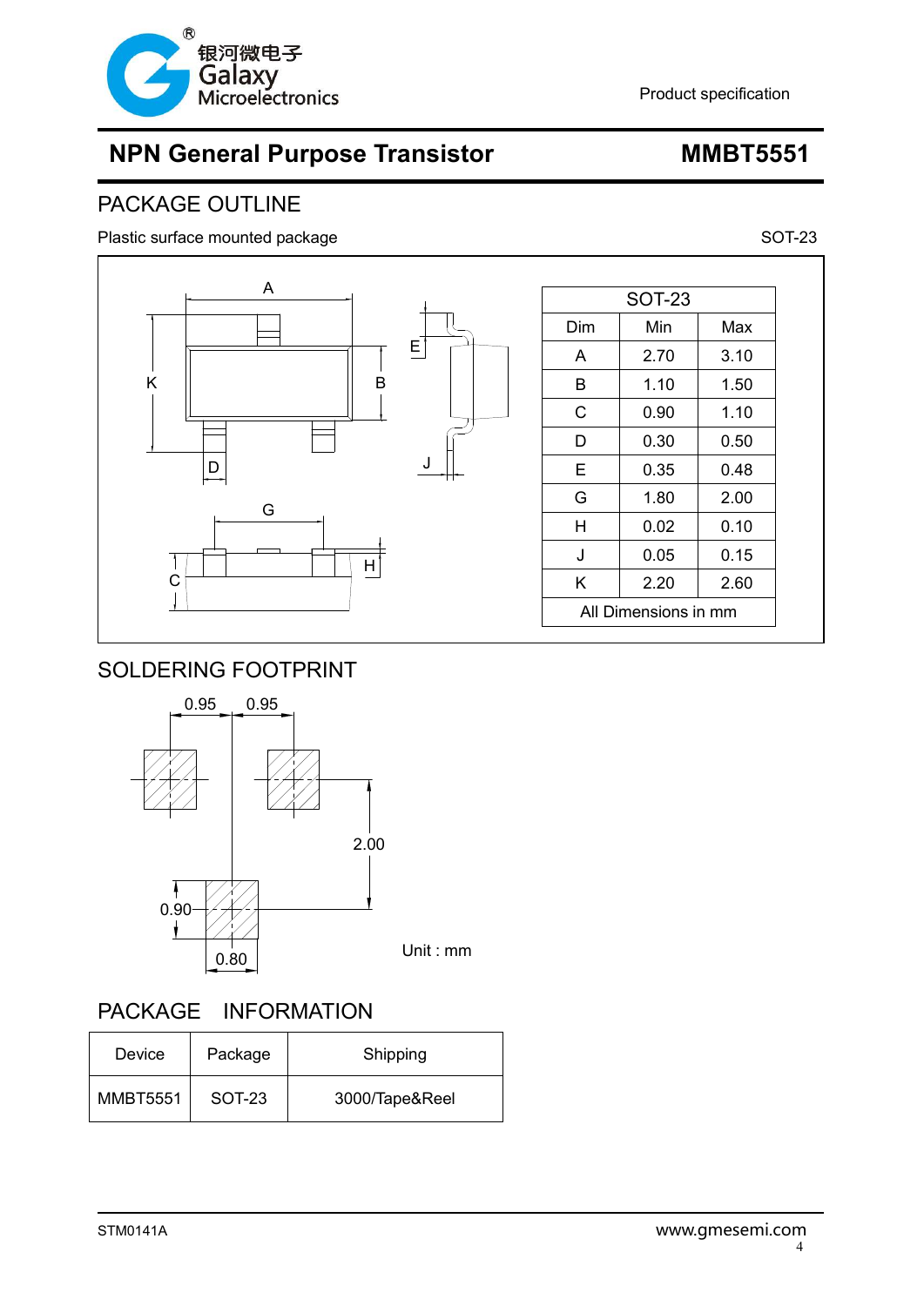# NPN General Purpose Transistor MMBT5551

## PACKAGE OUTLINE

Plastic surface mounted package SOT-23

A
K
B
E
D
J
G
C
H

| SOT-23 | | |
|---|---|---|
| Dim | Min | Max |
| A | 2.70 | 3.10 |
| B | 1.10 | 1.50 |
| C | 0.90 | 1.10 |
| D | 0.30 | 0.50 |
| E | 0.35 | 0.48 |
| G | 1.80 | 2.00 |
| H | 0.02 | 0.10 |
| J | 0.05 | 0.15 |
| K | 2.20 | 2.60 |
| All Dimensions in mm | | |

## SOLDERING FOOTPRINT

0.95
0.95
2.00
0.90
0.80

Unit : mm

## PACKAGE INFORMATION

| Device | Package | Shipping |
|---|---|---|
| MMBT5551 | SOT-23 | 3000/Tape&Reel |